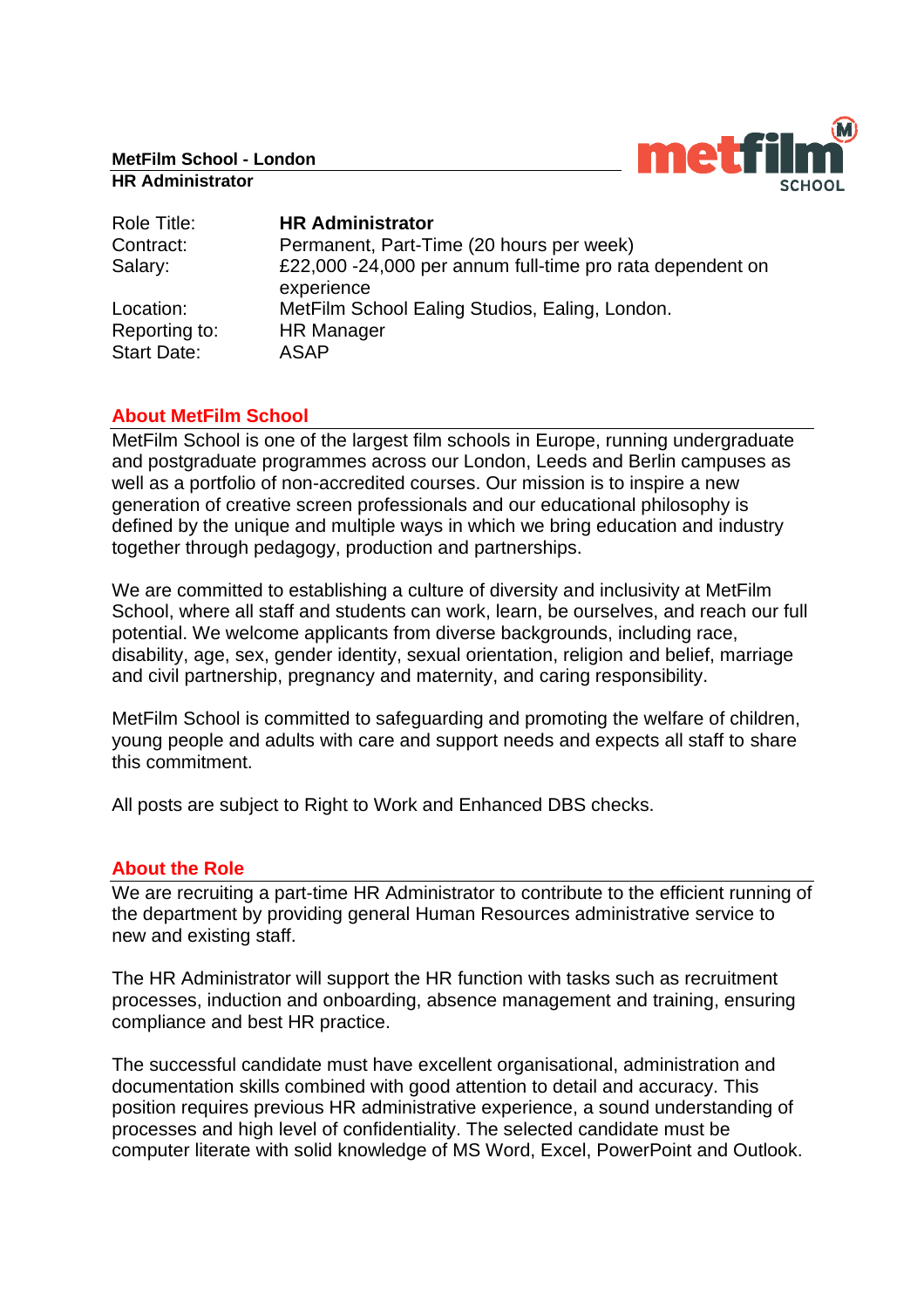**MetFilm School - London**
**HR Administrator**

| Role Title: | **HR Administrator** |
|---|---|
| Contract: | Permanent, Part-Time (20 hours per week) |
| Salary: | £22,000 -24,000 per annum full-time pro rata dependent on experience |
| Location: | MetFilm School Ealing Studios, Ealing, London. |
| Reporting to: | HR Manager |
| Start Date: | ASAP |

## About MetFilm School

MetFilm School is one of the largest film schools in Europe, running undergraduate and postgraduate programmes across our London, Leeds and Berlin campuses as well as a portfolio of non-accredited courses. Our mission is to inspire a new generation of creative screen professionals and our educational philosophy is defined by the unique and multiple ways in which we bring education and industry together through pedagogy, production and partnerships.

We are committed to establishing a culture of diversity and inclusivity at MetFilm School, where all staff and students can work, learn, be ourselves, and reach our full potential. We welcome applicants from diverse backgrounds, including race, disability, age, sex, gender identity, sexual orientation, religion and belief, marriage and civil partnership, pregnancy and maternity, and caring responsibility.

MetFilm School is committed to safeguarding and promoting the welfare of children, young people and adults with care and support needs and expects all staff to share this commitment.

All posts are subject to Right to Work and Enhanced DBS checks.

## About the Role

We are recruiting a part-time HR Administrator to contribute to the efficient running of the department by providing general Human Resources administrative service to new and existing staff.

The HR Administrator will support the HR function with tasks such as recruitment processes, induction and onboarding, absence management and training, ensuring compliance and best HR practice.

The successful candidate must have excellent organisational, administration and documentation skills combined with good attention to detail and accuracy. This position requires previous HR administrative experience, a sound understanding of processes and high level of confidentiality. The selected candidate must be computer literate with solid knowledge of MS Word, Excel, PowerPoint and Outlook.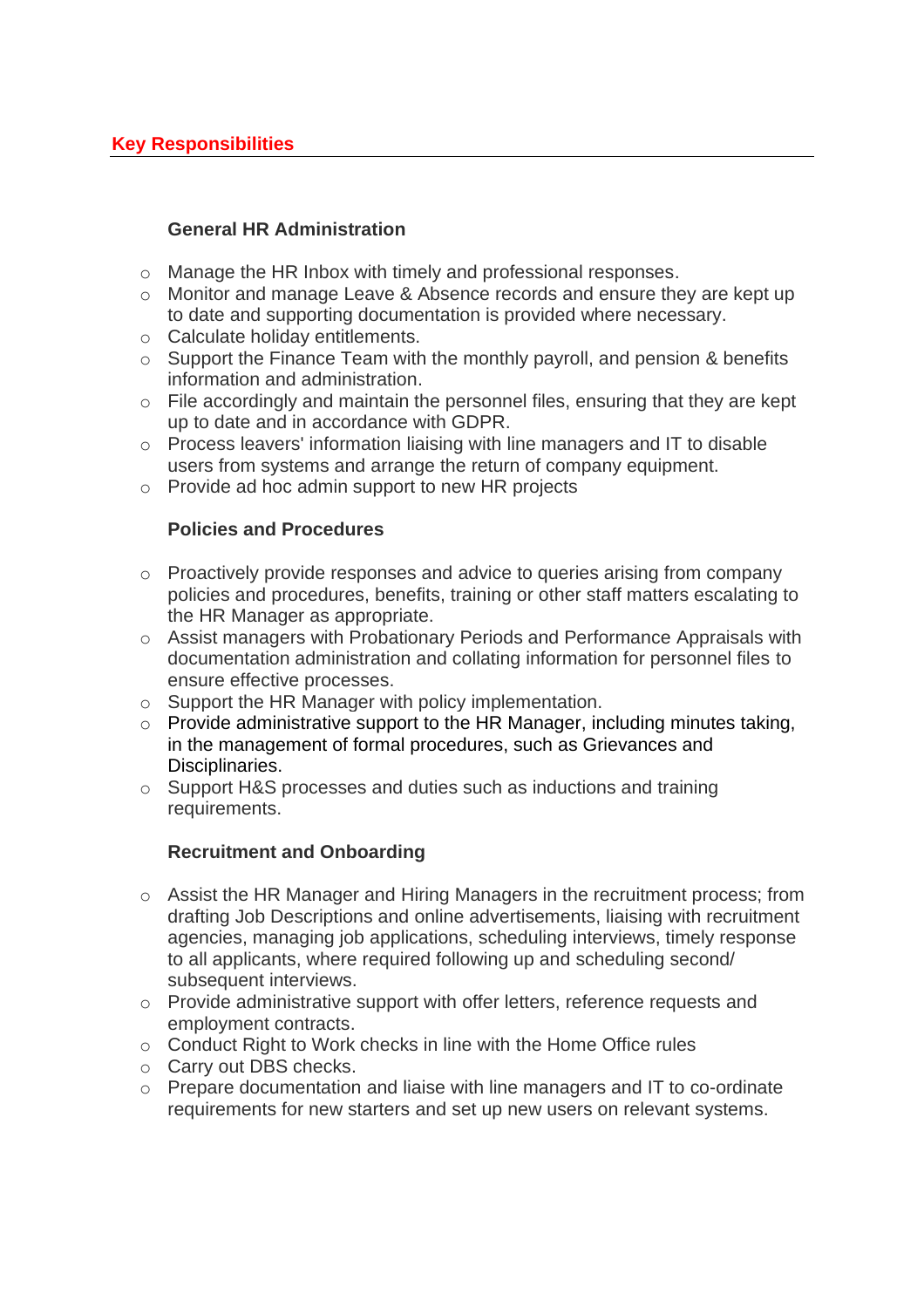## Key Responsibilities

### General HR Administration

- Manage the HR Inbox with timely and professional responses.
- Monitor and manage Leave & Absence records and ensure they are kept up to date and supporting documentation is provided where necessary.
- Calculate holiday entitlements.
- Support the Finance Team with the monthly payroll, and pension & benefits information and administration.
- File accordingly and maintain the personnel files, ensuring that they are kept up to date and in accordance with GDPR.
- Process leavers' information liaising with line managers and IT to disable users from systems and arrange the return of company equipment.
- Provide ad hoc admin support to new HR projects

### Policies and Procedures

- Proactively provide responses and advice to queries arising from company policies and procedures, benefits, training or other staff matters escalating to the HR Manager as appropriate.
- Assist managers with Probationary Periods and Performance Appraisals with documentation administration and collating information for personnel files to ensure effective processes.
- Support the HR Manager with policy implementation.
- Provide administrative support to the HR Manager, including minutes taking, in the management of formal procedures, such as Grievances and Disciplinaries.
- Support H&S processes and duties such as inductions and training requirements.

### Recruitment and Onboarding

- Assist the HR Manager and Hiring Managers in the recruitment process; from drafting Job Descriptions and online advertisements, liaising with recruitment agencies, managing job applications, scheduling interviews, timely response to all applicants, where required following up and scheduling second/ subsequent interviews.
- Provide administrative support with offer letters, reference requests and employment contracts.
- Conduct Right to Work checks in line with the Home Office rules
- Carry out DBS checks.
- Prepare documentation and liaise with line managers and IT to co-ordinate requirements for new starters and set up new users on relevant systems.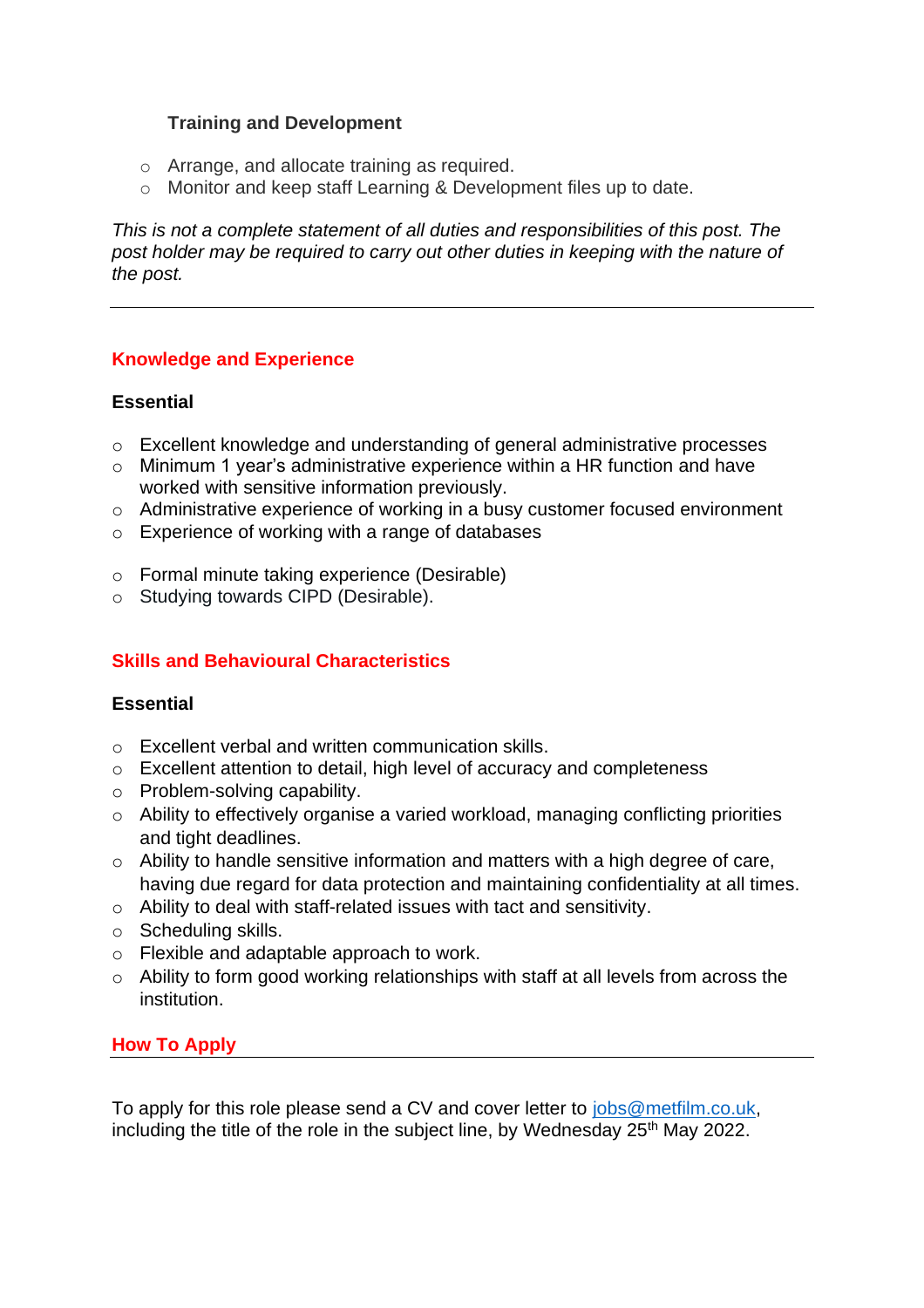**Training and Development**

- Arrange, and allocate training as required.
- Monitor and keep staff Learning & Development files up to date.

*This is not a complete statement of all duties and responsibilities of this post. The post holder may be required to carry out other duties in keeping with the nature of the post.*

---

## Knowledge and Experience

**Essential**

- Excellent knowledge and understanding of general administrative processes
- Minimum 1 year's administrative experience within a HR function and have worked with sensitive information previously.
- Administrative experience of working in a busy customer focused environment
- Experience of working with a range of databases

- Formal minute taking experience (Desirable)
- Studying towards CIPD (Desirable).

## Skills and Behavioural Characteristics

**Essential**

- Excellent verbal and written communication skills.
- Excellent attention to detail, high level of accuracy and completeness
- Problem-solving capability.
- Ability to effectively organise a varied workload, managing conflicting priorities and tight deadlines.
- Ability to handle sensitive information and matters with a high degree of care, having due regard for data protection and maintaining confidentiality at all times.
- Ability to deal with staff-related issues with tact and sensitivity.
- Scheduling skills.
- Flexible and adaptable approach to work.
- Ability to form good working relationships with staff at all levels from across the institution.

## How To Apply

To apply for this role please send a CV and cover letter to jobs@metfilm.co.uk, including the title of the role in the subject line, by Wednesday 25th May 2022.